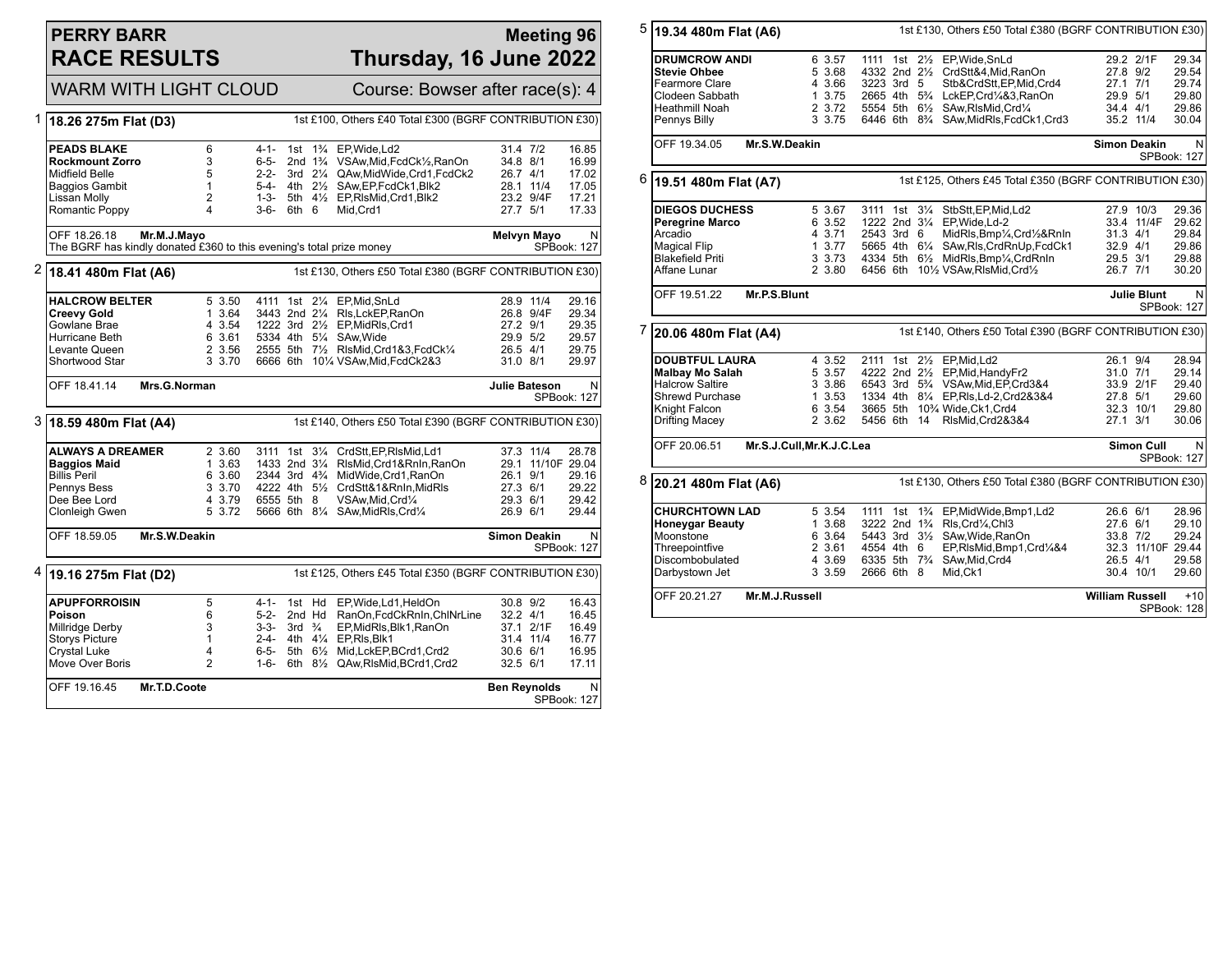# PERRY BARR RACE RESULTS

## Meeting 96 Thursday, 16 June 2022

WARM WITH LIGHT CLOUD — Course: Bowser after race(s): 4

### 1 — 18.26 275m Flat (D3)

1st £100, Others £40 Total £300 (BGRF CONTRIBUTION £30)

| Dog | Trap | | Sectionals | Pos | Dist | Remarks | Wt | SP | Time |
|---|---|---|---|---|---|---|---|---|---|
| **PEADS BLAKE** | 6 | | 4-1- | 1st | 1¾ | EP,Wide,Ld2 | 31.4 | 7/2 | 16.85 |
| **Rockmount Zorro** | 3 | | 6-5- | 2nd | 1¾ | VSAw,Mid,FcdCk½,RanOn | 34.8 | 8/1 | 16.99 |
| Midfield Belle | 5 | | 2-2- | 3rd | 2¼ | QAw,MidWide,Crd1,FcdCk2 | 26.7 | 4/1 | 17.02 |
| Baggios Gambit | 1 | | 5-4- | 4th | 2½ | SAw,EP,FcdCk1,Blk2 | 28.1 | 11/4 | 17.05 |
| Lissan Molly | 2 | | 1-3- | 5th | 4½ | EP,RlsMid,Crd1,Blk2 | 23.2 | 9/4F | 17.21 |
| Romantic Poppy | 4 | | 3-6- | 6th | 6 | Mid,Crd1 | 27.7 | 5/1 | 17.33 |

OFF 18.26.18 Mr.M.J.Mayo — Melvyn Mayo — N
The BGRF has kindly donated £360 to this evening's total prize money — SPBook: 127

### 2 — 18.41 480m Flat (A6)

1st £130, Others £50 Total £380 (BGRF CONTRIBUTION £30)

| Dog | Trap | Split | Sectionals | Pos | Dist | Remarks | Wt | SP | Time |
|---|---|---|---|---|---|---|---|---|---|
| **HALCROW BELTER** | 5 | 3.50 | 4111 | 1st | 2¼ | EP,Mid,SnLd | 28.9 | 11/4 | 29.16 |
| **Creevy Gold** | 1 | 3.64 | 3443 | 2nd | 2¼ | Rls,LckEP,RanOn | 26.8 | 9/4F | 29.34 |
| Gowlane Brae | 4 | 3.54 | 1222 | 3rd | 2½ | EP,MidRls,Crd1 | 27.2 | 9/1 | 29.35 |
| Hurricane Beth | 6 | 3.61 | 5334 | 4th | 5¼ | SAw,Wide | 29.9 | 5/2 | 29.57 |
| Levante Queen | 2 | 3.56 | 2555 | 5th | 7½ | RlsMid,Crd1&3,FcdCk¼ | 26.5 | 4/1 | 29.75 |
| Shortwood Star | 3 | 3.70 | 6666 | 6th | 10¼ | VSAw,Mid,FcdCk2&3 | 31.0 | 8/1 | 29.97 |

OFF 18.41.14 Mrs.G.Norman — Julie Bateson — N — SPBook: 127

### 3 — 18.59 480m Flat (A4)

1st £140, Others £50 Total £390 (BGRF CONTRIBUTION £30)

| Dog | Trap | Split | Sectionals | Pos | Dist | Remarks | Wt | SP | Time |
|---|---|---|---|---|---|---|---|---|---|
| **ALWAYS A DREAMER** | 2 | 3.60 | 3111 | 1st | 3¼ | CrdStt,EP,RlsMid,Ld1 | 37.3 | 11/4 | 28.78 |
| **Baggios Maid** | 1 | 3.63 | 1433 | 2nd | 3¼ | RlsMid,Crd1&RnIn,RanOn | 29.1 | 11/10F | 29.04 |
| Billis Peril | 6 | 3.60 | 2344 | 3rd | 4¾ | MidWide,Crd1,RanOn | 26.1 | 9/1 | 29.16 |
| Pennys Bess | 3 | 3.70 | 4222 | 4th | 5½ | CrdStt&1&RnIn,MidRls | 27.3 | 6/1 | 29.22 |
| Dee Bee Lord | 4 | 3.79 | 6555 | 5th | 8 | VSAw,Mid,Crd¼ | 29.3 | 6/1 | 29.42 |
| Clonleigh Gwen | 5 | 3.72 | 5666 | 6th | 8¼ | SAw,MidRls,Crd¼ | 26.9 | 6/1 | 29.44 |

OFF 18.59.05 Mr.S.W.Deakin — Simon Deakin — N — SPBook: 127

### 4 — 19.16 275m Flat (D2)

1st £125, Others £45 Total £350 (BGRF CONTRIBUTION £30)

| Dog | Trap | | Sectionals | Pos | Dist | Remarks | Wt | SP | Time |
|---|---|---|---|---|---|---|---|---|---|
| **APUPFORROISIN** | 5 | | 4-1- | 1st | Hd | EP,Wide,Ld1,HeldOn | 30.8 | 9/2 | 16.43 |
| **Poison** | 6 | | 5-2- | 2nd | Hd | RanOn,FcdCkRnIn,ChlNrLine | 32.2 | 4/1 | 16.45 |
| Millridge Derby | 3 | | 3-3- | 3rd | ¾ | EP,MidRls,Blk1,RanOn | 37.1 | 2/1F | 16.49 |
| Storys Picture | 1 | | 2-4- | 4th | 4¼ | EP,Rls,Blk1 | 31.4 | 11/4 | 16.77 |
| Crystal Luke | 4 | | 6-5- | 5th | 6½ | Mid,LckEP,BCrd1,Crd2 | 30.6 | 6/1 | 16.95 |
| Move Over Boris | 2 | | 1-6- | 6th | 8½ | QAw,RlsMid,BCrd1,Crd2 | 32.5 | 6/1 | 17.11 |

OFF 19.16.45 Mr.T.D.Coote — Ben Reynolds — N — SPBook: 127

### 5 — 19.34 480m Flat (A6)

1st £130, Others £50 Total £380 (BGRF CONTRIBUTION £30)

| Dog | Trap | Split | Sectionals | Pos | Dist | Remarks | Wt | SP | Time |
|---|---|---|---|---|---|---|---|---|---|
| **DRUMCROW ANDI** | 6 | 3.57 | 1111 | 1st | 2½ | EP,Wide,SnLd | 29.2 | 2/1F | 29.34 |
| **Stevie Ohbee** | 5 | 3.68 | 4332 | 2nd | 2½ | CrdStt&4,Mid,RanOn | 27.8 | 9/2 | 29.54 |
| Fearmore Clare | 4 | 3.66 | 3223 | 3rd | 5 | Stb&CrdStt,EP,Mid,Crd4 | 27.1 | 7/1 | 29.74 |
| Clodeen Sabbath | 1 | 3.75 | 2665 | 4th | 5¾ | LckEP,Crd¼&3,RanOn | 29.9 | 5/1 | 29.80 |
| Heathmill Noah | 2 | 3.72 | 5554 | 5th | 6½ | SAw,RlsMid,Crd¼ | 34.4 | 4/1 | 29.86 |
| Pennys Billy | 3 | 3.75 | 6446 | 6th | 8¾ | SAw,MidRls,FcdCk1,Crd3 | 35.2 | 11/4 | 30.04 |

OFF 19.34.05 Mr.S.W.Deakin — Simon Deakin — N — SPBook: 127

### 6 — 19.51 480m Flat (A7)

1st £125, Others £45 Total £350 (BGRF CONTRIBUTION £30)

| Dog | Trap | Split | Sectionals | Pos | Dist | Remarks | Wt | SP | Time |
|---|---|---|---|---|---|---|---|---|---|
| **DIEGOS DUCHESS** | 5 | 3.67 | 3111 | 1st | 3¼ | StbStt,EP,Mid,Ld2 | 27.9 | 10/3 | 29.36 |
| **Peregrine Marco** | 6 | 3.52 | 1222 | 2nd | 3¼ | EP,Wide,Ld-2 | 33.4 | 11/4F | 29.62 |
| Arcadio | 4 | 3.71 | 2543 | 3rd | 6 | MidRls,Bmp¼,Crd½&RnIn | 31.3 | 4/1 | 29.84 |
| Magical Flip | 1 | 3.77 | 5665 | 4th | 6¼ | SAw,Rls,CrdRnUp,FcdCk1 | 32.9 | 4/1 | 29.86 |
| Blakefield Priti | 3 | 3.73 | 4334 | 5th | 6½ | MidRls,Bmp¼,CrdRnIn | 29.5 | 3/1 | 29.88 |
| Affane Lunar | 2 | 3.80 | 6456 | 6th | 10½ | VSAw,RlsMid,Crd½ | 26.7 | 7/1 | 30.20 |

OFF 19.51.22 Mr.P.S.Blunt — Julie Blunt — N — SPBook: 127

### 7 — 20.06 480m Flat (A4)

1st £140, Others £50 Total £390 (BGRF CONTRIBUTION £30)

| Dog | Trap | Split | Sectionals | Pos | Dist | Remarks | Wt | SP | Time |
|---|---|---|---|---|---|---|---|---|---|
| **DOUBTFUL LAURA** | 4 | 3.52 | 2111 | 1st | 2½ | EP,Mid,Ld2 | 26.1 | 9/4 | 28.94 |
| **Malbay Mo Salah** | 5 | 3.57 | 4222 | 2nd | 2½ | EP,Mid,HandyFr2 | 31.0 | 7/1 | 29.14 |
| Halcrow Saltire | 3 | 3.86 | 6543 | 3rd | 5¾ | VSAw,Mid,EP,Crd3&4 | 33.9 | 2/1F | 29.40 |
| Shrewd Purchase | 1 | 3.53 | 1334 | 4th | 8¼ | EP,Rls,Ld-2,Crd2&3&4 | 27.8 | 5/1 | 29.60 |
| Knight Falcon | 6 | 3.54 | 3665 | 5th | 10¾ | Wide,Ck1,Crd4 | 32.3 | 10/1 | 29.80 |
| Drifting Macey | 2 | 3.62 | 5456 | 6th | 14 | RlsMid,Crd2&3&4 | 27.1 | 3/1 | 30.06 |

OFF 20.06.51 Mr.S.J.Cull,Mr.K.J.C.Lea — Simon Cull — N — SPBook: 127

### 8 — 20.21 480m Flat (A6)

1st £130, Others £50 Total £380 (BGRF CONTRIBUTION £30)

| Dog | Trap | Split | Sectionals | Pos | Dist | Remarks | Wt | SP | Time |
|---|---|---|---|---|---|---|---|---|---|
| **CHURCHTOWN LAD** | 5 | 3.54 | 1111 | 1st | 1¾ | EP,MidWide,Bmp1,Ld2 | 26.6 | 6/1 | 28.96 |
| **Honeygar Beauty** | 1 | 3.68 | 3222 | 2nd | 1¾ | Rls,Crd¼,Chl3 | 27.6 | 6/1 | 29.10 |
| Moonstone | 6 | 3.64 | 5443 | 3rd | 3½ | SAw,Wide,RanOn | 33.8 | 7/2 | 29.24 |
| Threepointfive | 2 | 3.61 | 4554 | 4th | 6 | EP,RlsMid,Bmp1,Crd¼&4 | 32.3 | 11/10F | 29.44 |
| Discombobulated | 4 | 3.69 | 6335 | 5th | 7¾ | SAw,Mid,Crd4 | 26.5 | 4/1 | 29.58 |
| Darbystown Jet | 3 | 3.59 | 2666 | 6th | 8 | Mid,Ck1 | 30.4 | 10/1 | 29.60 |

OFF 20.21.27 Mr.M.J.Russell — William Russell — +10 — SPBook: 128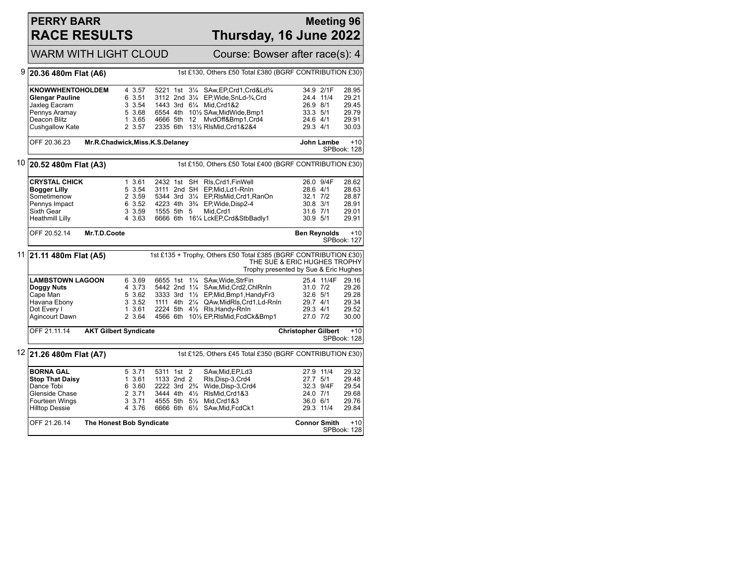## PERRY BARR RACE RESULTS

**Meeting 96**
**Thursday, 16 June 2022**

WARM WITH LIGHT CLOUD

Course: Bowser after race(s): 4

### 9 20.36 480m Flat (A6)

1st £130, Others £50 Total £380 (BGRF CONTRIBUTION £30)

| | | | | | | | | | | |
|---|---|---|---|---|---|---|---|---|---|---|
| **KNOWWHENTOHOLDEM** | 4 | 3.57 | 5221 | 1st | 3¼ | SAw,EP,Crd1,Crd&Ld¾ | 34.9 | 2/1F | 28.95 |
| **Glengar Pauline** | 6 | 3.51 | 3112 | 2nd | 3¼ | EP,Wide,SnLd-¾,Crd | 24.4 | 11/4 | 29.21 |
| Jaxleg Eacram | 3 | 3.54 | 1443 | 3rd | 6¼ | Mid,Crd1&2 | 26.9 | 8/1 | 29.45 |
| Pennys Aramay | 5 | 3.68 | 6554 | 4th | 10½ | SAw,MidWide,Bmp1 | 33.3 | 5/1 | 29.79 |
| Deacon Blitz | 1 | 3.65 | 4666 | 5th | 12 | MvdOff&Bmp1,Crd4 | 24.6 | 4/1 | 29.91 |
| Cushgallow Kate | 2 | 3.57 | 2335 | 6th | 13½ | RlsMid,Crd1&2&4 | 29.3 | 4/1 | 30.03 |

OFF 20.36.23 **Mr.R.Chadwick,Miss.K.S.Delaney** **John Lambe** +10 SPBook: 128

### 10 20.52 480m Flat (A3)

1st £150, Others £50 Total £400 (BGRF CONTRIBUTION £30)

| | | | | | | | | | |
|---|---|---|---|---|---|---|---|---|---|
| **CRYSTAL CHICK** | 1 | 3.61 | 2432 | 1st | SH | Rls,Crd1,FinWell | 26.0 | 9/4F | 28.62 |
| **Bogger Lilly** | 5 | 3.54 | 3111 | 2nd | SH | EP,Mid,Ld1-RnIn | 28.6 | 4/1 | 28.63 |
| Sometimenow | 2 | 3.59 | 5344 | 3rd | 3¼ | EP,RlsMid,Crd1,RanOn | 32.1 | 7/2 | 28.87 |
| Pennys Impact | 6 | 3.52 | 4223 | 4th | 3¾ | EP,Wide,Disp2-4 | 30.8 | 3/1 | 28.91 |
| Sixth Gear | 3 | 3.59 | 1555 | 5th | 5 | Mid,Crd1 | 31.6 | 7/1 | 29.01 |
| Heathmill Lilly | 4 | 3.63 | 6666 | 6th | 16¼ | LckEP,Crd&StbBadly1 | 30.9 | 5/1 | 29.91 |

OFF 20.52.14 **Mr.T.D.Coote** **Ben Reynolds** +10 SPBook: 127

### 11 21.11 480m Flat (A5)

1st £135 + Trophy, Others £50 Total £385 (BGRF CONTRIBUTION £30)
THE SUE & ERIC HUGHES TROPHY
Trophy presented by Sue & Eric Hughes

| | | | | | | | | | |
|---|---|---|---|---|---|---|---|---|---|
| **LAMBSTOWN LAGOON** | 6 | 3.69 | 6655 | 1st | 1¼ | SAw,Wide,StrFin | 25.4 | 11/4F | 29.16 |
| **Doggy Nuts** | 4 | 3.73 | 5442 | 2nd | 1¼ | SAw,Mid,Crd2,ChlRnIn | 31.0 | 7/2 | 29.26 |
| Cape Man | 5 | 3.62 | 3333 | 3rd | 1½ | EP,Mid,Bmp1,HandyFr3 | 32.6 | 5/1 | 29.28 |
| Havana Ebony | 3 | 3.52 | 1111 | 4th | 2¼ | QAw,MidRls,Crd1,Ld-RnIn | 29.7 | 4/1 | 29.34 |
| Dot Every I | 1 | 3.61 | 2224 | 5th | 4½ | Rls,Handy-RnIn | 29.3 | 4/1 | 29.52 |
| Agincourt Dawn | 2 | 3.64 | 4566 | 6th | 10½ | EP,RlsMid,FcdCk&Bmp1 | 27.0 | 7/2 | 30.00 |

OFF 21.11.14 **AKT Gilbert Syndicate** **Christopher Gilbert** +10 SPBook: 128

### 12 21.26 480m Flat (A7)

1st £125, Others £45 Total £350 (BGRF CONTRIBUTION £30)

| | | | | | | | | | |
|---|---|---|---|---|---|---|---|---|---|
| **BORNA GAL** | 5 | 3.71 | 5311 | 1st | 2 | SAw,Mid,EP,Ld3 | 27.9 | 11/4 | 29.32 |
| **Stop That Daisy** | 1 | 3.61 | 1133 | 2nd | 2 | Rls,Disp-3,Crd4 | 27.7 | 5/1 | 29.48 |
| Dance Tobi | 6 | 3.60 | 2222 | 3rd | 2¾ | Wide,Disp-3,Crd4 | 32.3 | 9/4F | 29.54 |
| Glenside Chase | 2 | 3.71 | 3444 | 4th | 4½ | RlsMid,Crd1&3 | 24.0 | 7/1 | 29.68 |
| Fourteen Wings | 3 | 3.71 | 4555 | 5th | 5½ | Mid,Crd1&3 | 36.0 | 6/1 | 29.76 |
| Hilltop Dessie | 4 | 3.76 | 6666 | 6th | 6½ | SAw,Mid,FcdCk1 | 29.3 | 11/4 | 29.84 |

OFF 21.26.14 **The Honest Bob Syndicate** **Connor Smith** +10 SPBook: 128